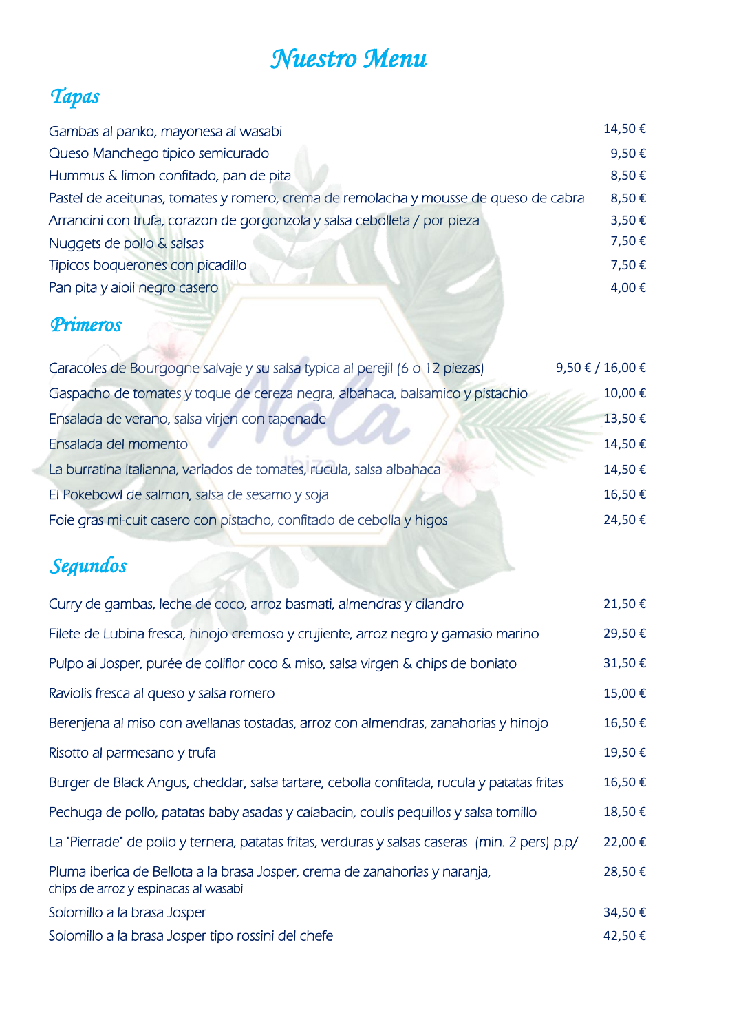# Nuestro Menu

## Tapas

| | |
|---|---|
| Gambas al panko, mayonesa al wasabi | 14,50 € |
| Queso Manchego tipico semicurado | 9,50 € |
| Hummus & limon confitado, pan de pita | 8,50 € |
| Pastel de aceitunas, tomates y romero, crema de remolacha y mousse de queso de cabra | 8,50 € |
| Arrancini con trufa, corazon de gorgonzola y salsa cebolleta / por pieza | 3,50 € |
| Nuggets de pollo & salsas | 7,50 € |
| Tipicos boquerones con picadillo | 7,50 € |
| Pan pita y aioli negro casero | 4,00 € |

## Primeros

| | |
|---|---|
| Caracoles de Bourgogne salvaje y su salsa typica al perejil (6 o 12 piezas) | 9,50 € / 16,00 € |
| Gaspacho de tomates y toque de cereza negra, albahaca, balsamico y pistachio | 10,00 € |
| Ensalada de verano, salsa virjen con tapenade | 13,50 € |
| Ensalada del momento | 14,50 € |
| La burratina Italianna, variados de tomates, rucula, salsa albahaca | 14,50 € |
| El Pokebowl de salmon, salsa de sesamo y soja | 16,50 € |
| Foie gras mi-cuit casero con pistacho, confitado de cebolla y higos | 24,50 € |

## Segundos

| | |
|---|---|
| Curry de gambas, leche de coco, arroz basmati, almendras y cilandro | 21,50 € |
| Filete de Lubina fresca, hinojo cremoso y crujiente, arroz negro y gamasio marino | 29,50 € |
| Pulpo al Josper, purée de coliflor coco & miso, salsa virgen & chips de boniato | 31,50 € |
| Raviolis fresca al queso y salsa romero | 15,00 € |
| Berenjena al miso con avellanas tostadas, arroz con almendras, zanahorias y hinojo | 16,50 € |
| Risotto al parmesano y trufa | 19,50 € |
| Burger de Black Angus, cheddar, salsa tartare, cebolla confitada, rucula y patatas fritas | 16,50 € |
| Pechuga de pollo, patatas baby asadas y calabacin, coulis pequillos y salsa tomillo | 18,50 € |
| La "Pierrade" de pollo y ternera, patatas fritas, verduras y salsas caseras (min. 2 pers) p.p/ | 22,00 € |
| Pluma iberica de Bellota a la brasa Josper, crema de zanahorias y naranja, chips de arroz y espinacas al wasabi | 28,50 € |
| Solomillo a la brasa Josper | 34,50 € |
| Solomillo a la brasa Josper tipo rossini del chefe | 42,50 € |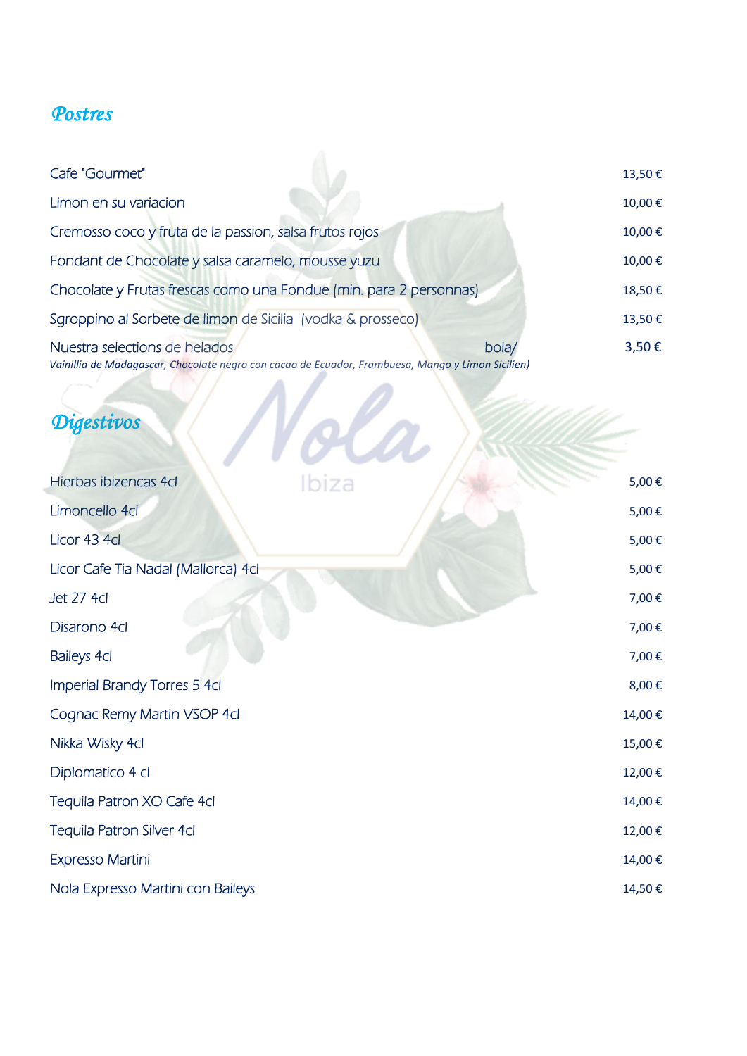## Postres

| | |
|---|---|
| Cafe "Gourmet" | 13,50 € |
| Limon en su variacion | 10,00 € |
| Cremosso coco y fruta de la passion, salsa frutos rojos | 10,00 € |
| Fondant de Chocolate y salsa caramelo, mousse yuzu | 10,00 € |
| Chocolate y Frutas frescas como una Fondue (min. para 2 personnas) | 18,50 € |
| Sgroppino al Sorbete de limon de Sicilia (vodka & prosseco) | 13,50 € |
| Nuestra selections de helados bola/ | 3,50 € |

*Vainillia de Madagascar, Chocolate negro con cacao de Ecuador, Frambuesa, Mango y Limon Sicilien)*

## Digestivos

| | |
|---|---|
| Hierbas ibizencas 4cl | 5,00 € |
| Limoncello 4cl | 5,00 € |
| Licor 43 4cl | 5,00 € |
| Licor Cafe Tia Nadal (Mallorca) 4cl | 5,00 € |
| Jet 27 4cl | 7,00 € |
| Disarono 4cl | 7,00 € |
| Baileys 4cl | 7,00 € |
| Imperial Brandy Torres 5 4cl | 8,00 € |
| Cognac Remy Martin VSOP 4cl | 14,00 € |
| Nikka Wisky 4cl | 15,00 € |
| Diplomatico 4 cl | 12,00 € |
| Tequila Patron XO Cafe 4cl | 14,00 € |
| Tequila Patron Silver 4cl | 12,00 € |
| Expresso Martini | 14,00 € |
| Nola Expresso Martini con Baileys | 14,50 € |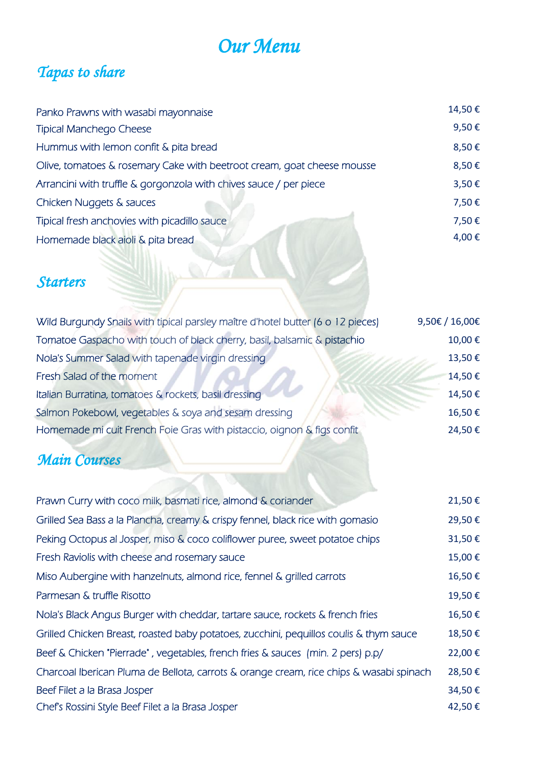# Our Menu

## Tapas to share

| | |
|---|---|
| Panko Prawns with wasabi mayonnaise | 14,50 € |
| Tipical Manchego Cheese | 9,50 € |
| Hummus with lemon confit & pita bread | 8,50 € |
| Olive, tomatoes & rosemary Cake with beetroot cream, goat cheese mousse | 8,50 € |
| Arrancini with truffle & gorgonzola with chives sauce / per piece | 3,50 € |
| Chicken Nuggets & sauces | 7,50 € |
| Tipical fresh anchovies with picadillo sauce | 7,50 € |
| Homemade black aioli & pita bread | 4,00 € |

## Starters

| | |
|---|---|
| Wild Burgundy Snails with tipical parsley maître d'hotel butter (6 o 12 pieces) | 9,50€ / 16,00€ |
| Tomatoe Gaspacho with touch of black cherry, basil, balsamic & pistachio | 10,00 € |
| Nola's Summer Salad with tapenade virgin dressing | 13,50 € |
| Fresh Salad of the moment | 14,50 € |
| Italian Burratina, tomatoes & rockets, basil dressing | 14,50 € |
| Salmon Pokebowl, vegetables & soya and sesam dressing | 16,50 € |
| Homemade mi cuit French Foie Gras with pistaccio, oignon & figs confit | 24,50 € |

## Main Courses

| | |
|---|---|
| Prawn Curry with coco milk, basmati rice, almond & coriander | 21,50 € |
| Grilled Sea Bass a la Plancha, creamy & crispy fennel, black rice with gomasio | 29,50 € |
| Peking Octopus al Josper, miso & coco coliflower puree, sweet potatoe chips | 31,50 € |
| Fresh Raviolis with cheese and rosemary sauce | 15,00 € |
| Miso Aubergine with hanzelnuts, almond rice, fennel & grilled carrots | 16,50 € |
| Parmesan & truffle Risotto | 19,50 € |
| Nola's Black Angus Burger with cheddar, tartare sauce, rockets & french fries | 16,50 € |
| Grilled Chicken Breast, roasted baby potatoes, zucchini, pequillos coulis & thym sauce | 18,50 € |
| Beef & Chicken "Pierrade" , vegetables, french fries & sauces (min. 2 pers) p.p/ | 22,00 € |
| Charcoal Iberican Pluma de Bellota, carrots & orange cream, rice chips & wasabi spinach | 28,50 € |
| Beef Filet a la Brasa Josper | 34,50 € |
| Chef's Rossini Style Beef Filet a la Brasa Josper | 42,50 € |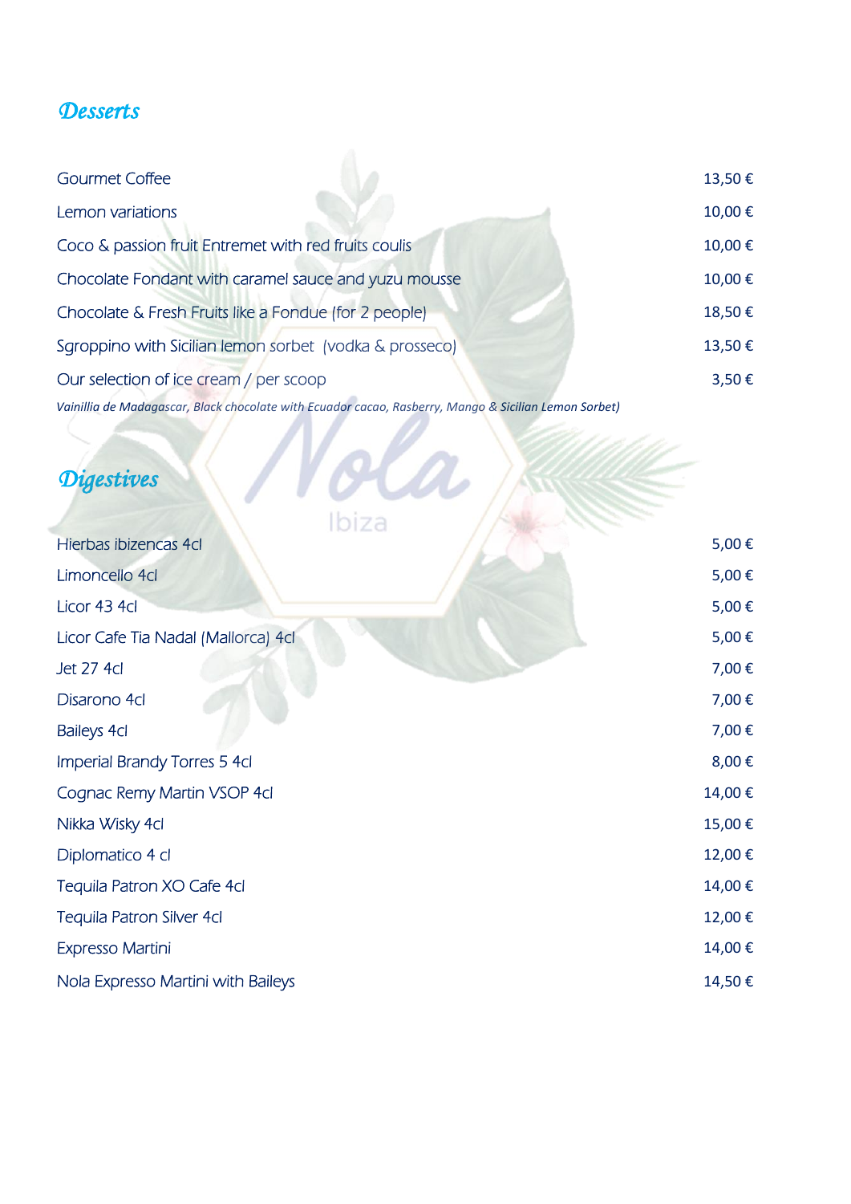## Desserts

| | |
|---|---|
| Gourmet Coffee | 13,50 € |
| Lemon variations | 10,00 € |
| Coco & passion fruit Entremet with red fruits coulis | 10,00 € |
| Chocolate Fondant with caramel sauce and yuzu mousse | 10,00 € |
| Chocolate & Fresh Fruits like a Fondue (for 2 people) | 18,50 € |
| Sgroppino with Sicilian lemon sorbet (vodka & prosseco) | 13,50 € |
| Our selection of ice cream / per scoop | 3,50 € |

*Vainillia de Madagascar, Black chocolate with Ecuador cacao, Rasberry, Mango & Sicilian Lemon Sorbet)*

## Digestives

| | |
|---|---|
| Hierbas ibizencas 4cl | 5,00 € |
| Limoncello 4cl | 5,00 € |
| Licor 43 4cl | 5,00 € |
| Licor Cafe Tia Nadal (Mallorca) 4cl | 5,00 € |
| Jet 27 4cl | 7,00 € |
| Disarono 4cl | 7,00 € |
| Baileys 4cl | 7,00 € |
| Imperial Brandy Torres 5 4cl | 8,00 € |
| Cognac Remy Martin VSOP 4cl | 14,00 € |
| Nikka Wisky 4cl | 15,00 € |
| Diplomatico 4 cl | 12,00 € |
| Tequila Patron XO Cafe 4cl | 14,00 € |
| Tequila Patron Silver 4cl | 12,00 € |
| Expresso Martini | 14,00 € |
| Nola Expresso Martini with Baileys | 14,50 € |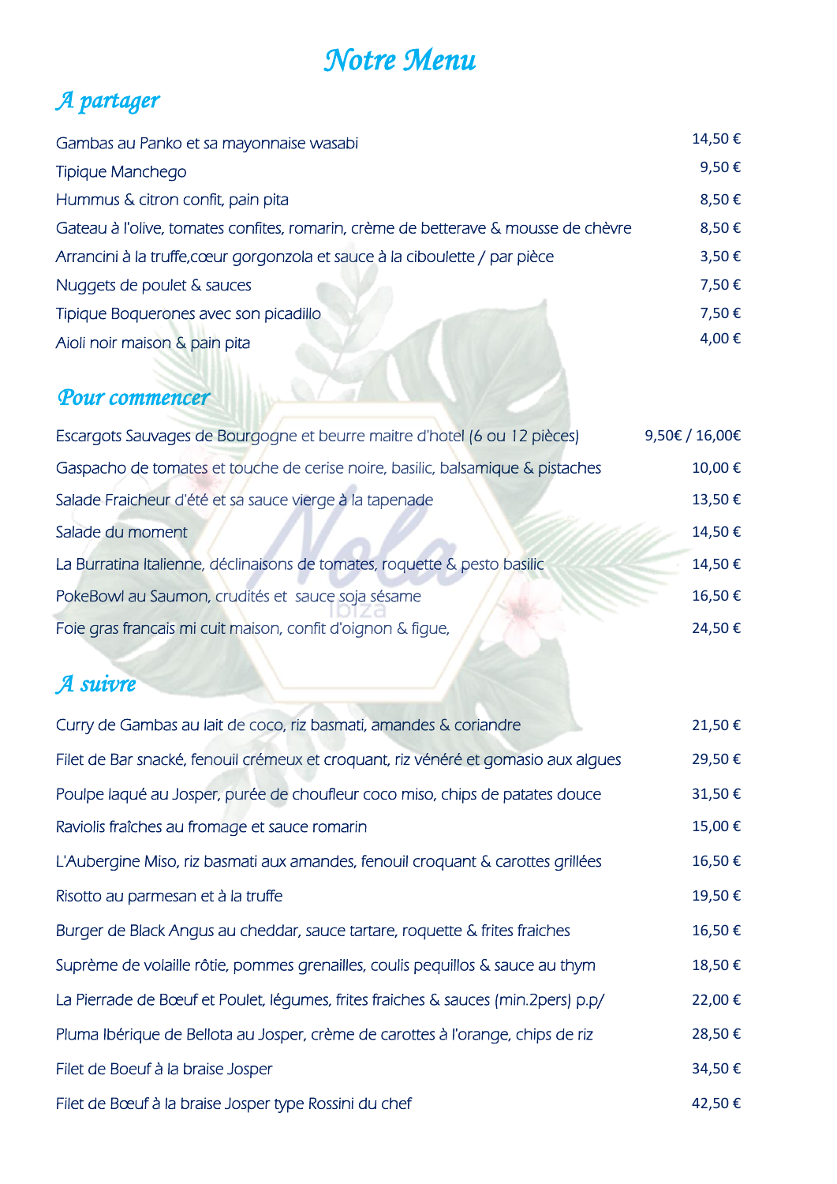# Notre Menu

## A partager

| | |
|---|---|
| Gambas au Panko et sa mayonnaise wasabi | 14,50 € |
| Tipique Manchego | 9,50 € |
| Hummus & citron confit, pain pita | 8,50 € |
| Gateau à l'olive, tomates confites, romarin, crème de betterave & mousse de chèvre | 8,50 € |
| Arrancini à la truffe,cœur gorgonzola et sauce à la ciboulette / par pièce | 3,50 € |
| Nuggets de poulet & sauces | 7,50 € |
| Tipique Boquerones avec son picadillo | 7,50 € |
| Aioli noir maison & pain pita | 4,00 € |

## Pour commencer

| | |
|---|---|
| Escargots Sauvages de Bourgogne et beurre maitre d'hotel (6 ou 12 pièces) | 9,50€ / 16,00€ |
| Gaspacho de tomates et touche de cerise noire, basilic, balsamique & pistaches | 10,00 € |
| Salade Fraicheur d'été et sa sauce vierge à la tapenade | 13,50 € |
| Salade du moment | 14,50 € |
| La Burratina Italienne, déclinaisons de tomates, roquette & pesto basilic | 14,50 € |
| PokeBowl au Saumon, crudités et sauce soja sésame | 16,50 € |
| Foie gras francais mi cuit maison, confit d'oignon & figue, | 24,50 € |

## A suivre

| | |
|---|---|
| Curry de Gambas au lait de coco, riz basmati, amandes & coriandre | 21,50 € |
| Filet de Bar snacké, fenouil crémeux et croquant, riz vénéré et gomasio aux algues | 29,50 € |
| Poulpe laqué au Josper, purée de choufleur coco miso, chips de patates douce | 31,50 € |
| Raviolis fraîches au fromage et sauce romarin | 15,00 € |
| L'Aubergine Miso, riz basmati aux amandes, fenouil croquant & carottes grillées | 16,50 € |
| Risotto au parmesan et à la truffe | 19,50 € |
| Burger de Black Angus au cheddar, sauce tartare, roquette & frites fraiches | 16,50 € |
| Suprème de volaille rôtie, pommes grenailles, coulis pequillos & sauce au thym | 18,50 € |
| La Pierrade de Bœuf et Poulet, légumes, frites fraiches & sauces (min.2pers) p.p/ | 22,00 € |
| Pluma Ibérique de Bellota au Josper, crème de carottes à l'orange, chips de riz | 28,50 € |
| Filet de Boeuf à la braise Josper | 34,50 € |
| Filet de Bœuf à la braise Josper type Rossini du chef | 42,50 € |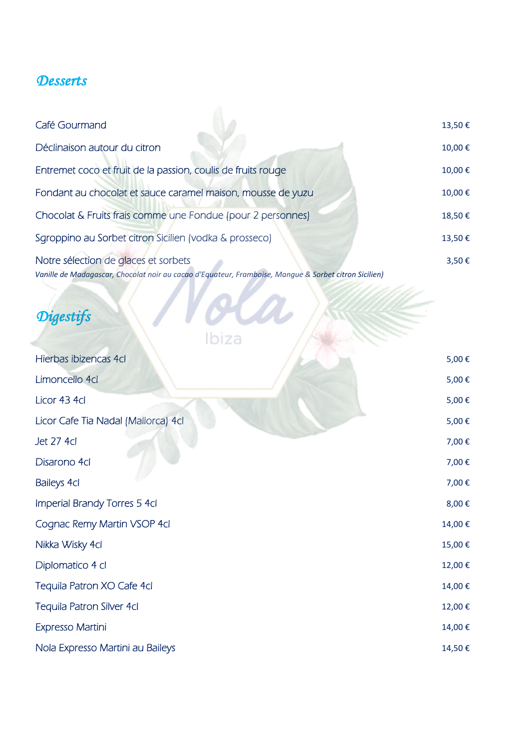## Desserts

| | |
|---|---|
| Café Gourmand | 13,50 € |
| Déclinaison autour du citron | 10,00 € |
| Entremet coco et fruit de la passion, coulis de fruits rouge | 10,00 € |
| Fondant au chocolat et sauce caramel maison, mousse de yuzu | 10,00 € |
| Chocolat & Fruits frais comme une Fondue (pour 2 personnes) | 18,50 € |
| Sgroppino au Sorbet citron Sicilien (vodka & prosseco) | 13,50 € |
| Notre sélection de glaces et sorbets<br>*Vanille de Madagascar, Chocolat noir au cacao d'Equateur, Framboise, Mangue & Sorbet citron Sicilien)* | 3,50 € |

## Digestifs

| | |
|---|---|
| Hierbas ibizencas 4cl | 5,00 € |
| Limoncello 4cl | 5,00 € |
| Licor 43 4cl | 5,00 € |
| Licor Cafe Tia Nadal (Mallorca) 4cl | 5,00 € |
| Jet 27 4cl | 7,00 € |
| Disarono 4cl | 7,00 € |
| Baileys 4cl | 7,00 € |
| Imperial Brandy Torres 5 4cl | 8,00 € |
| Cognac Remy Martin VSOP 4cl | 14,00 € |
| Nikka Wisky 4cl | 15,00 € |
| Diplomatico 4 cl | 12,00 € |
| Tequila Patron XO Cafe 4cl | 14,00 € |
| Tequila Patron Silver 4cl | 12,00 € |
| Expresso Martini | 14,00 € |
| Nola Expresso Martini au Baileys | 14,50 € |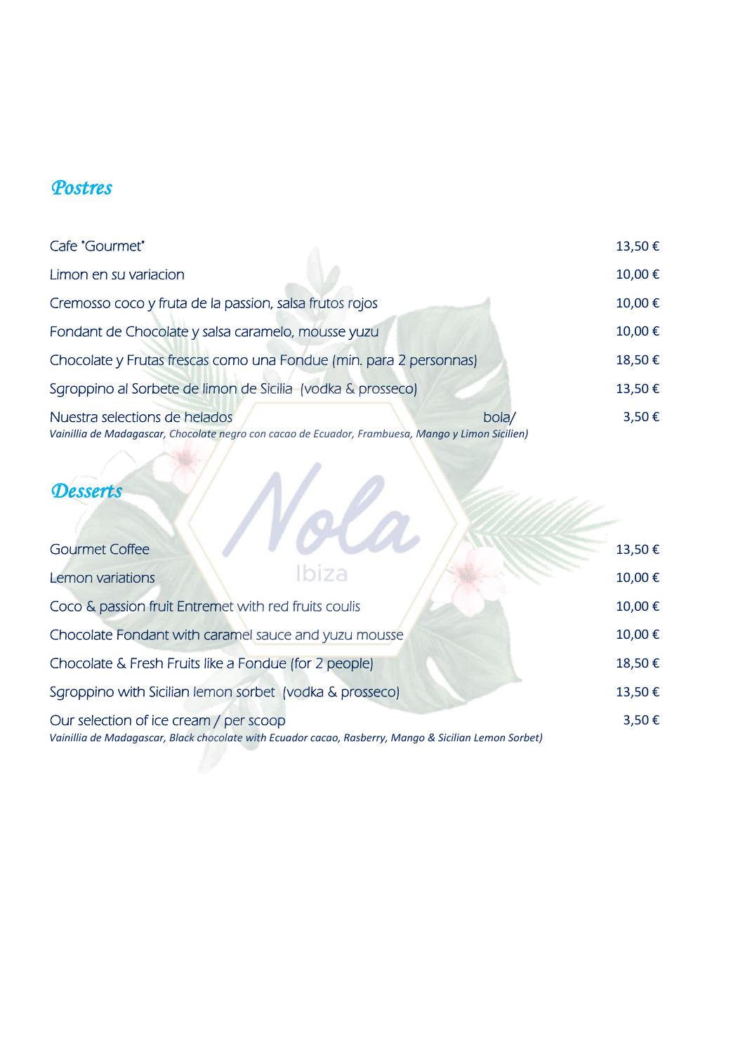## Postres

| | |
|---|---|
| Cafe "Gourmet" | 13,50 € |
| Limon en su variacion | 10,00 € |
| Cremosso coco y fruta de la passion, salsa frutos rojos | 10,00 € |
| Fondant de Chocolate y salsa caramelo, mousse yuzu | 10,00 € |
| Chocolate y Frutas frescas como una Fondue (min. para 2 personnas) | 18,50 € |
| Sgroppino al Sorbete de limon de Sicilia (vodka & prosseco) | 13,50 € |
| Nuestra selections de helados bola/<br>*Vainillia de Madagascar, Chocolate negro con cacao de Ecuador, Frambuesa, Mango y Limon Sicilien)* | 3,50 € |

## Desserts

| | |
|---|---|
| Gourmet Coffee | 13,50 € |
| Lemon variations | 10,00 € |
| Coco & passion fruit Entremet with red fruits coulis | 10,00 € |
| Chocolate Fondant with caramel sauce and yuzu mousse | 10,00 € |
| Chocolate & Fresh Fruits like a Fondue (for 2 people) | 18,50 € |
| Sgroppino with Sicilian lemon sorbet (vodka & prosseco) | 13,50 € |
| Our selection of ice cream / per scoop<br>*Vainillia de Madagascar, Black chocolate with Ecuador cacao, Rasberry, Mango & Sicilian Lemon Sorbet)* | 3,50 € |